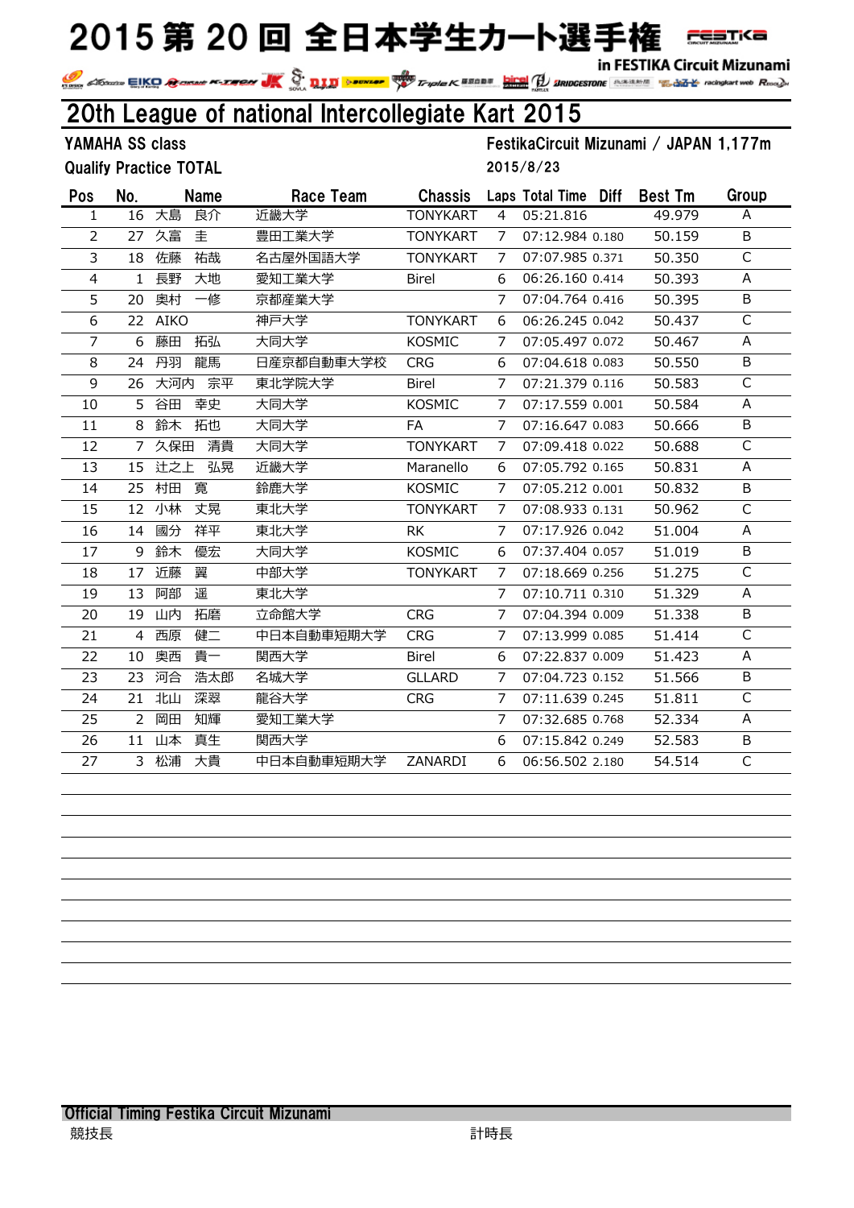# 2015 第 20 回 全日本学生カート選手権

in FESTIKA Circuit Mizunami

## 20th League of national Intercollegiate Kart 2015

YAMAHA SS class　　　　FestikaCircuit Mizunami / JAPAN 1,177m

Qualify Practice TOTAL　　　　2015/8/23

| Pos | No. | Name | Race Team | Chassis | Laps | Total Time | Diff | Best Tm | Group |
|---|---|---|---|---|---|---|---|---|---|
| 1 | 16 | 大島　良介 | 近畿大学 | TONYKART | 4 | 05:21.816 | | 49.979 | A |
| 2 | 27 | 久富　圭 | 豊田工業大学 | TONYKART | 7 | 07:12.984 | 0.180 | 50.159 | B |
| 3 | 18 | 佐藤　祐哉 | 名古屋外国語大学 | TONYKART | 7 | 07:07.985 | 0.371 | 50.350 | C |
| 4 | 1 | 長野　大地 | 愛知工業大学 | Birel | 6 | 06:26.160 | 0.414 | 50.393 | A |
| 5 | 20 | 奥村　一修 | 京都産業大学 | | 7 | 07:04.764 | 0.416 | 50.395 | B |
| 6 | 22 | AIKO | 神戸大学 | TONYKART | 6 | 06:26.245 | 0.042 | 50.437 | C |
| 7 | 6 | 藤田　拓弘 | 大同大学 | KOSMIC | 7 | 07:05.497 | 0.072 | 50.467 | A |
| 8 | 24 | 丹羽　龍馬 | 日産京都自動車大学校 | CRG | 6 | 07:04.618 | 0.083 | 50.550 | B |
| 9 | 26 | 大河内　宗平 | 東北学院大学 | Birel | 7 | 07:21.379 | 0.116 | 50.583 | C |
| 10 | 5 | 谷田　幸史 | 大同大学 | KOSMIC | 7 | 07:17.559 | 0.001 | 50.584 | A |
| 11 | 8 | 鈴木　拓也 | 大同大学 | FA | 7 | 07:16.647 | 0.083 | 50.666 | B |
| 12 | 7 | 久保田　清貴 | 大同大学 | TONYKART | 7 | 07:09.418 | 0.022 | 50.688 | C |
| 13 | 15 | 辻之上　弘晃 | 近畿大学 | Maranello | 6 | 07:05.792 | 0.165 | 50.831 | A |
| 14 | 25 | 村田　寛 | 鈴鹿大学 | KOSMIC | 7 | 07:05.212 | 0.001 | 50.832 | B |
| 15 | 12 | 小林　丈晃 | 東北大学 | TONYKART | 7 | 07:08.933 | 0.131 | 50.962 | C |
| 16 | 14 | 國分　祥平 | 東北大学 | RK | 7 | 07:17.926 | 0.042 | 51.004 | A |
| 17 | 9 | 鈴木　優宏 | 大同大学 | KOSMIC | 6 | 07:37.404 | 0.057 | 51.019 | B |
| 18 | 17 | 近藤　翼 | 中部大学 | TONYKART | 7 | 07:18.669 | 0.256 | 51.275 | C |
| 19 | 13 | 阿部　遥 | 東北大学 | | 7 | 07:10.711 | 0.310 | 51.329 | A |
| 20 | 19 | 山内　拓磨 | 立命館大学 | CRG | 7 | 07:04.394 | 0.009 | 51.338 | B |
| 21 | 4 | 西原　健二 | 中日本自動車短期大学 | CRG | 7 | 07:13.999 | 0.085 | 51.414 | C |
| 22 | 10 | 奥西　貴一 | 関西大学 | Birel | 6 | 07:22.837 | 0.009 | 51.423 | A |
| 23 | 23 | 河合　浩太郎 | 名城大学 | GLLARD | 7 | 07:04.723 | 0.152 | 51.566 | B |
| 24 | 21 | 北山　深翠 | 龍谷大学 | CRG | 7 | 07:11.639 | 0.245 | 51.811 | C |
| 25 | 2 | 岡田　知輝 | 愛知工業大学 | | 7 | 07:32.685 | 0.768 | 52.334 | A |
| 26 | 11 | 山本　真生 | 関西大学 | | 6 | 07:15.842 | 0.249 | 52.583 | B |
| 27 | 3 | 松浦　大貴 | 中日本自動車短期大学 | ZANARDI | 6 | 06:56.502 | 2.180 | 54.514 | C |

**Official Timing Festika Circuit Mizunami**

競技長　　　　計時長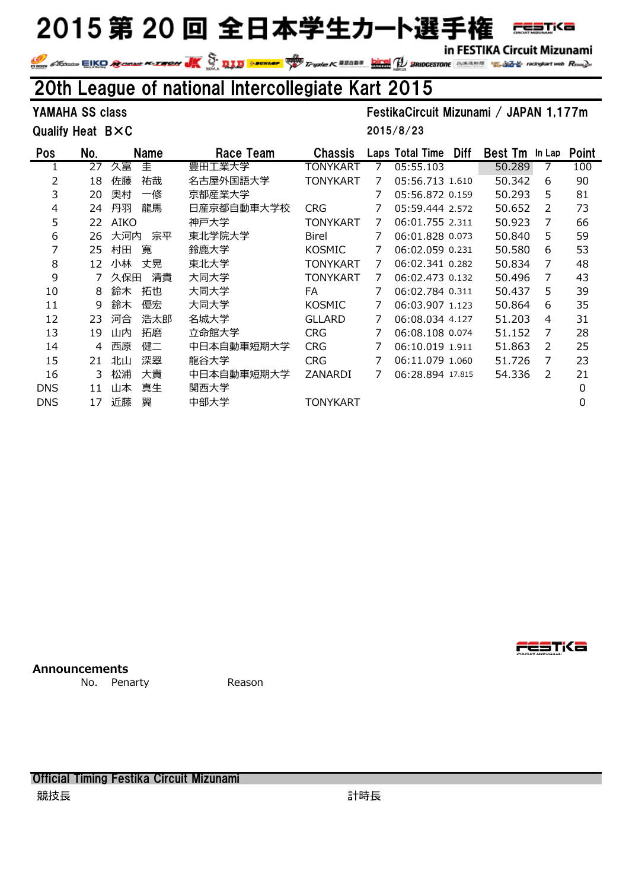# 2015 第 20 回 全日本学生カート選手権

in FESTIKA Circuit Mizunami

## 20th League of national Intercollegiate Kart 2015

YAMAHA SS class　　FestikaCircuit Mizunami / JAPAN 1,177m

Qualify Heat B×C　　2015/8/23

| Pos | No. | Name | Race Team | Chassis | Laps | Total Time | Diff | Best Tm | In Lap | Point |
|---|---|---|---|---|---|---|---|---|---|---|
| 1 | 27 | 久富　圭 | 豊田工業大学 | TONYKART | 7 | 05:55.103 | | 50.289 | 7 | 100 |
| 2 | 18 | 佐藤　祐哉 | 名古屋外国語大学 | TONYKART | 7 | 05:56.713 | 1.610 | 50.342 | 6 | 90 |
| 3 | 20 | 奥村　一修 | 京都産業大学 | | 7 | 05:56.872 | 0.159 | 50.293 | 5 | 81 |
| 4 | 24 | 丹羽　龍馬 | 日産京都自動車大学校 | CRG | 7 | 05:59.444 | 2.572 | 50.652 | 2 | 73 |
| 5 | 22 | AIKO | 神戸大学 | TONYKART | 7 | 06:01.755 | 2.311 | 50.923 | 7 | 66 |
| 6 | 26 | 大河内　宗平 | 東北学院大学 | Birel | 7 | 06:01.828 | 0.073 | 50.840 | 5 | 59 |
| 7 | 25 | 村田　寛 | 鈴鹿大学 | KOSMIC | 7 | 06:02.059 | 0.231 | 50.580 | 6 | 53 |
| 8 | 12 | 小林　丈晃 | 東北大学 | TONYKART | 7 | 06:02.341 | 0.282 | 50.834 | 7 | 48 |
| 9 | 7 | 久保田　清貴 | 大同大学 | TONYKART | 7 | 06:02.473 | 0.132 | 50.496 | 7 | 43 |
| 10 | 8 | 鈴木　拓也 | 大同大学 | FA | 7 | 06:02.784 | 0.311 | 50.437 | 5 | 39 |
| 11 | 9 | 鈴木　優宏 | 大同大学 | KOSMIC | 7 | 06:03.907 | 1.123 | 50.864 | 6 | 35 |
| 12 | 23 | 河合　浩太郎 | 名城大学 | GLLARD | 7 | 06:08.034 | 4.127 | 51.203 | 4 | 31 |
| 13 | 19 | 山内　拓磨 | 立命館大学 | CRG | 7 | 06:08.108 | 0.074 | 51.152 | 7 | 28 |
| 14 | 4 | 西原　健二 | 中日本自動車短期大学 | CRG | 7 | 06:10.019 | 1.911 | 51.863 | 2 | 25 |
| 15 | 21 | 北山　深翠 | 龍谷大学 | CRG | 7 | 06:11.079 | 1.060 | 51.726 | 7 | 23 |
| 16 | 3 | 松浦　大貴 | 中日本自動車短期大学 | ZANARDI | 7 | 06:28.894 | 17.815 | 54.336 | 2 | 21 |
| DNS | 11 | 山本　真生 | 関西大学 | | | | | | | 0 |
| DNS | 17 | 近藤　翼 | 中部大学 | TONYKART | | | | | | 0 |

**Announcements**

| No. | Penarty | Reason |
|---|---|---|

Official Timing Festika Circuit Mizunami

競技長　　　　　　　　　　計時長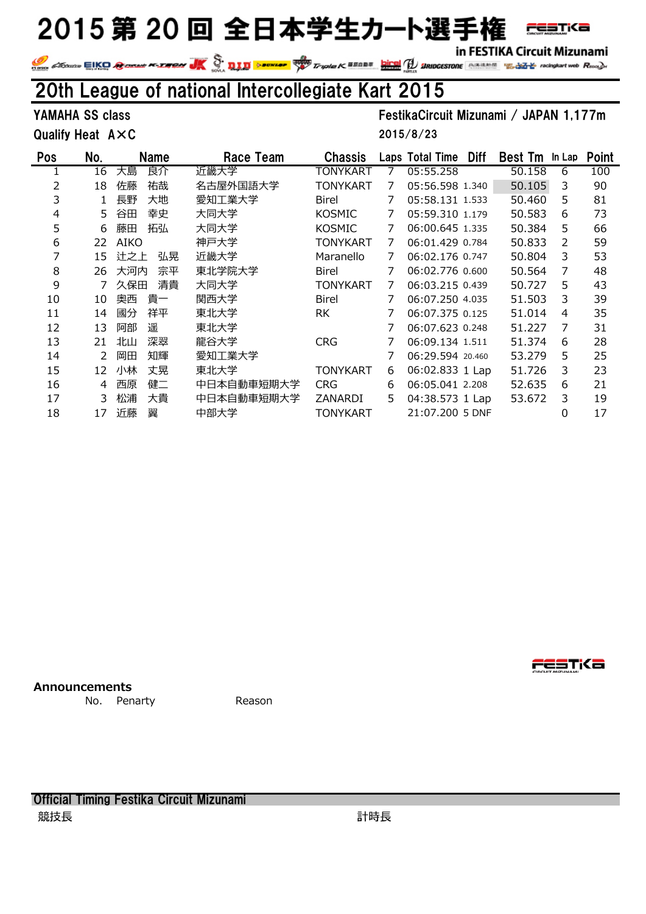# 2015 第 20 回 全日本学生カート選手権

in FESTIKA Circuit Mizunami

## 20th League of national Intercollegiate Kart 2015

YAMAHA SS class

Qualify Heat A×C

FestikaCircuit Mizunami / JAPAN 1,177m

2015/8/23

| Pos | No. | Name | Race Team | Chassis | Laps | Total Time | Diff | Best Tm | In Lap | Point |
|---|---|---|---|---|---|---|---|---|---|---|
| 1 | 16 | 大島　良介 | 近畿大学 | TONYKART | 7 | 05:55.258 | | 50.158 | 6 | 100 |
| 2 | 18 | 佐藤　祐哉 | 名古屋外国語大学 | TONYKART | 7 | 05:56.598 | 1.340 | 50.105 | 3 | 90 |
| 3 | 1 | 長野　大地 | 愛知工業大学 | Birel | 7 | 05:58.131 | 1.533 | 50.460 | 5 | 81 |
| 4 | 5 | 谷田　幸史 | 大同大学 | KOSMIC | 7 | 05:59.310 | 1.179 | 50.583 | 6 | 73 |
| 5 | 6 | 藤田　拓弘 | 大同大学 | KOSMIC | 7 | 06:00.645 | 1.335 | 50.384 | 5 | 66 |
| 6 | 22 | AIKO | 神戸大学 | TONYKART | 7 | 06:01.429 | 0.784 | 50.833 | 2 | 59 |
| 7 | 15 | 辻之上　弘晃 | 近畿大学 | Maranello | 7 | 06:02.176 | 0.747 | 50.804 | 3 | 53 |
| 8 | 26 | 大河内　宗平 | 東北学院大学 | Birel | 7 | 06:02.776 | 0.600 | 50.564 | 7 | 48 |
| 9 | 7 | 久保田　清貴 | 大同大学 | TONYKART | 7 | 06:03.215 | 0.439 | 50.727 | 5 | 43 |
| 10 | 10 | 奥西　貴一 | 関西大学 | Birel | 7 | 06:07.250 | 4.035 | 51.503 | 3 | 39 |
| 11 | 14 | 國分　祥平 | 東北大学 | RK | 7 | 06:07.375 | 0.125 | 51.014 | 4 | 35 |
| 12 | 13 | 阿部　遥 | 東北大学 | | 7 | 06:07.623 | 0.248 | 51.227 | 7 | 31 |
| 13 | 21 | 北山　深翠 | 龍谷大学 | CRG | 7 | 06:09.134 | 1.511 | 51.374 | 6 | 28 |
| 14 | 2 | 岡田　知輝 | 愛知工業大学 | | 7 | 06:29.594 | 20.460 | 53.279 | 5 | 25 |
| 15 | 12 | 小林　丈晃 | 東北大学 | TONYKART | 6 | 06:02.833 | 1 Lap | 51.726 | 3 | 23 |
| 16 | 4 | 西原　健二 | 中日本自動車短期大学 | CRG | 6 | 06:05.041 | 2.208 | 52.635 | 6 | 21 |
| 17 | 3 | 松浦　大貴 | 中日本自動車短期大学 | ZANARDI | 5 | 04:38.573 | 1 Lap | 53.672 | 3 | 19 |
| 18 | 17 | 近藤　翼 | 中部大学 | TONYKART | | 21:07.200 | 5 DNF | | 0 | 17 |

**Announcements**

No.　Penarty　　　　Reason

Official Timing Festika Circuit Mizunami

競技長　　　　　　　　　　　　　　　計時長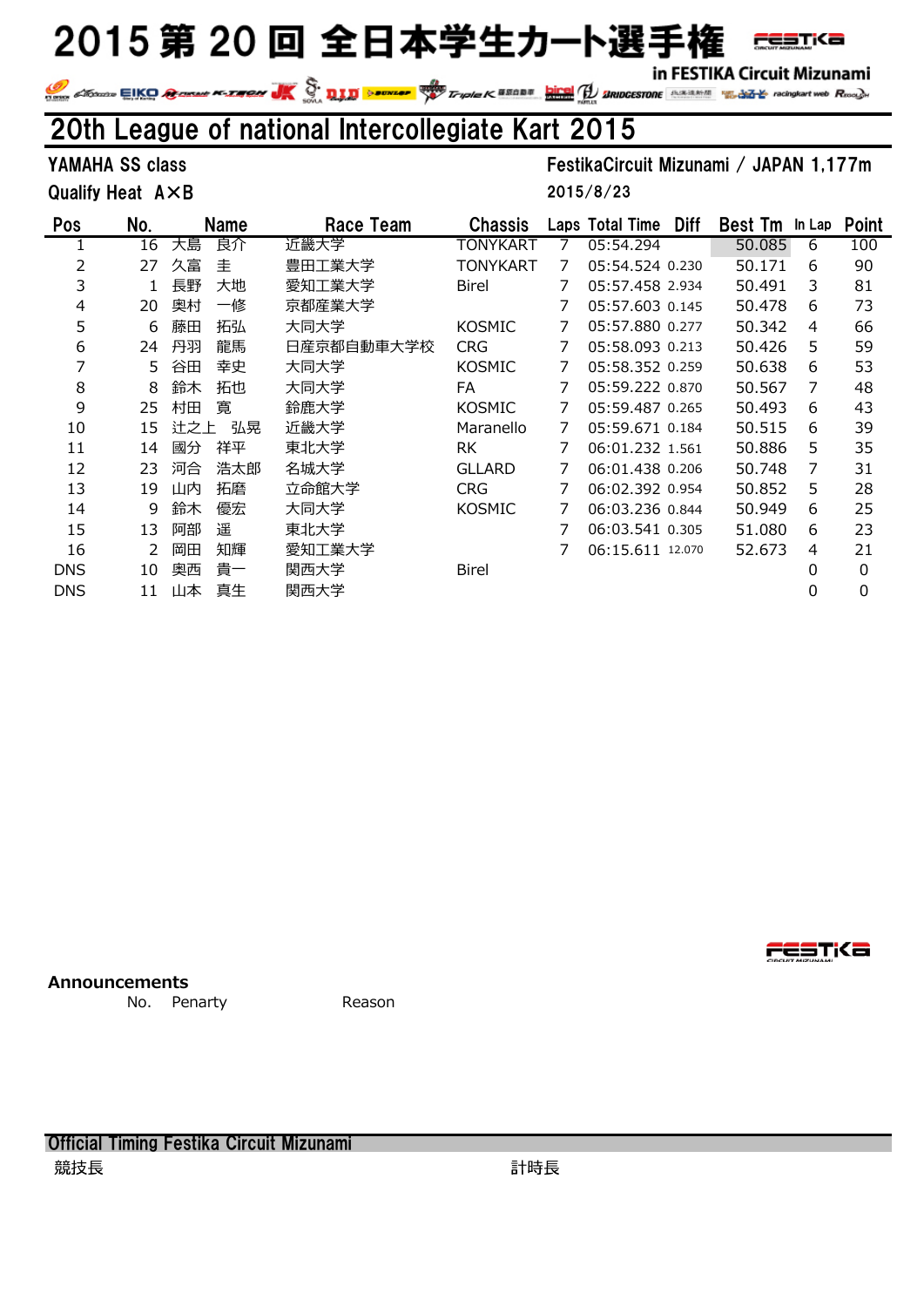# 2015 第 20 回 全日本学生カート選手権

in FESTIKA Circuit Mizunami

## 20th League of national Intercollegiate Kart 2015

YAMAHA SS class　　FestikaCircuit Mizunami / JAPAN 1,177m

Qualify Heat A×B　　2015/8/23

| Pos | No. | Name | Race Team | Chassis | Laps | Total Time | Diff | Best Tm | In Lap | Point |
|---|---|---|---|---|---|---|---|---|---|---|
| 1 | 16 | 大島　良介 | 近畿大学 | TONYKART | 7 | 05:54.294 | | 50.085 | 6 | 100 |
| 2 | 27 | 久富　圭 | 豊田工業大学 | TONYKART | 7 | 05:54.524 | 0.230 | 50.171 | 6 | 90 |
| 3 | 1 | 長野　大地 | 愛知工業大学 | Birel | 7 | 05:57.458 | 2.934 | 50.491 | 3 | 81 |
| 4 | 20 | 奥村　一修 | 京都産業大学 | | 7 | 05:57.603 | 0.145 | 50.478 | 6 | 73 |
| 5 | 6 | 藤田　拓弘 | 大同大学 | KOSMIC | 7 | 05:57.880 | 0.277 | 50.342 | 4 | 66 |
| 6 | 24 | 丹羽　龍馬 | 日産京都自動車大学校 | CRG | 7 | 05:58.093 | 0.213 | 50.426 | 5 | 59 |
| 7 | 5 | 谷田　幸史 | 大同大学 | KOSMIC | 7 | 05:58.352 | 0.259 | 50.638 | 6 | 53 |
| 8 | 8 | 鈴木　拓也 | 大同大学 | FA | 7 | 05:59.222 | 0.870 | 50.567 | 7 | 48 |
| 9 | 25 | 村田　寛 | 鈴鹿大学 | KOSMIC | 7 | 05:59.487 | 0.265 | 50.493 | 6 | 43 |
| 10 | 15 | 辻之上　弘晃 | 近畿大学 | Maranello | 7 | 05:59.671 | 0.184 | 50.515 | 6 | 39 |
| 11 | 14 | 國分　祥平 | 東北大学 | RK | 7 | 06:01.232 | 1.561 | 50.886 | 5 | 35 |
| 12 | 23 | 河合　浩太郎 | 名城大学 | GLLARD | 7 | 06:01.438 | 0.206 | 50.748 | 7 | 31 |
| 13 | 19 | 山内　拓磨 | 立命館大学 | CRG | 7 | 06:02.392 | 0.954 | 50.852 | 5 | 28 |
| 14 | 9 | 鈴木　優宏 | 大同大学 | KOSMIC | 7 | 06:03.236 | 0.844 | 50.949 | 6 | 25 |
| 15 | 13 | 阿部　遥 | 東北大学 | | 7 | 06:03.541 | 0.305 | 51.080 | 6 | 23 |
| 16 | 2 | 岡田　知輝 | 愛知工業大学 | | 7 | 06:15.611 | 12.070 | 52.673 | 4 | 21 |
| DNS | 10 | 奥西　貴一 | 関西大学 | Birel | | | | | 0 | 0 |
| DNS | 11 | 山本　真生 | 関西大学 | | | | | | 0 | 0 |

**Announcements**

| No. | Penarty | Reason |
|---|---|---|

Official Timing Festika Circuit Mizunami

競技長　　　　計時長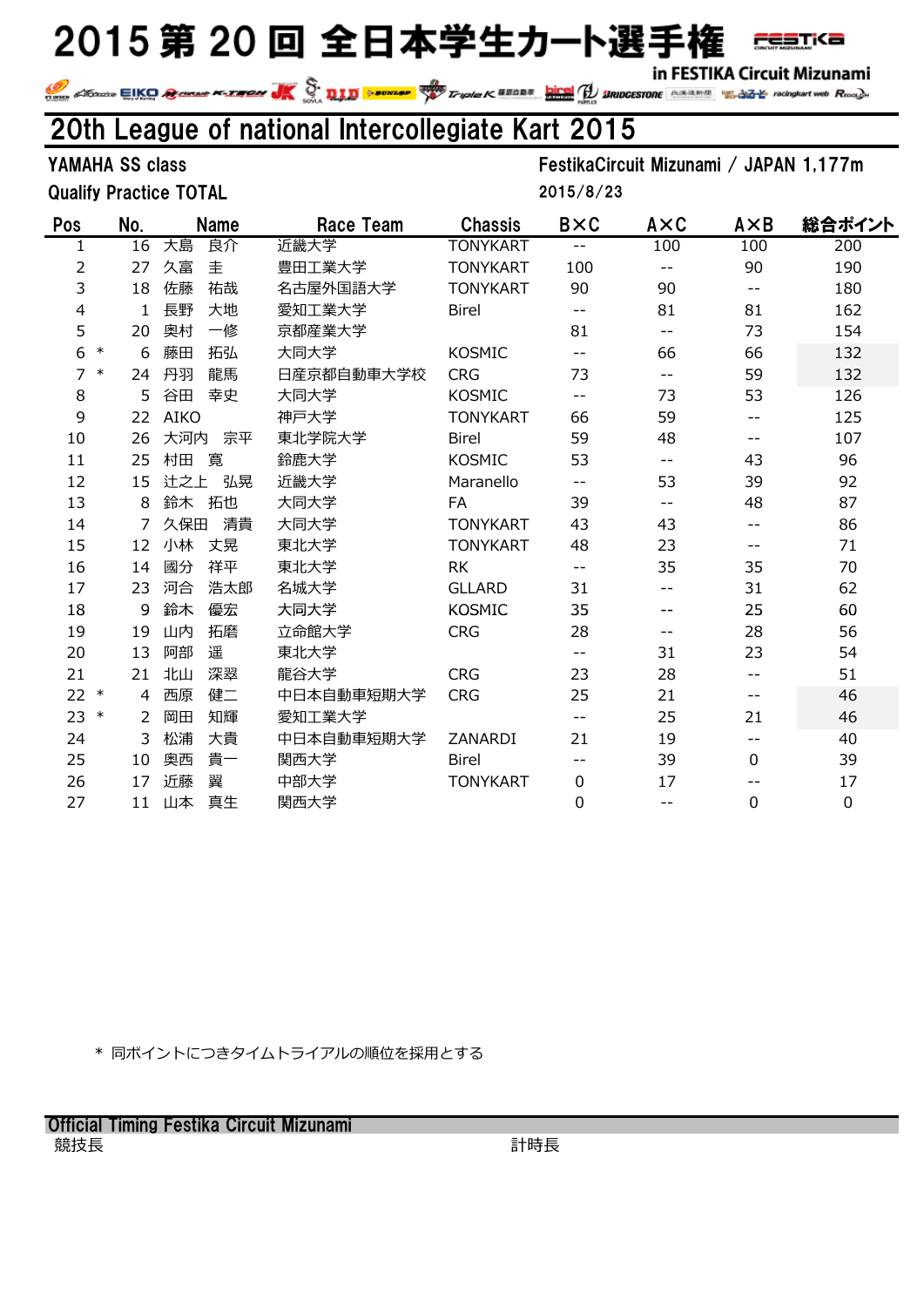# 2015 第 20 回 全日本学生カート選手権

in FESTIKA Circuit Mizunami

## 20th League of national Intercollegiate Kart 2015

YAMAHA SS class　　　　FestikaCircuit Mizunami / JAPAN 1,177m

Qualify Practice TOTAL　　　　2015/8/23

| Pos | No. | Name | Race Team | Chassis | B×C | A×C | A×B | 総合ポイント |
|---|---|---|---|---|---|---|---|---|
| 1 | 16 | 大島　良介 | 近畿大学 | TONYKART | -- | 100 | 100 | 200 |
| 2 | 27 | 久富　圭 | 豊田工業大学 | TONYKART | 100 | -- | 90 | 190 |
| 3 | 18 | 佐藤　祐哉 | 名古屋外国語大学 | TONYKART | 90 | 90 | -- | 180 |
| 4 | 1 | 長野　大地 | 愛知工業大学 | Birel | -- | 81 | 81 | 162 |
| 5 | 20 | 奥村　一修 | 京都産業大学 | | 81 | -- | 73 | 154 |
| 6 * | 6 | 藤田　拓弘 | 大同大学 | KOSMIC | -- | 66 | 66 | 132 |
| 7 * | 24 | 丹羽　龍馬 | 日産京都自動車大学校 | CRG | 73 | -- | 59 | 132 |
| 8 | 5 | 谷田　幸史 | 大同大学 | KOSMIC | -- | 73 | 53 | 126 |
| 9 | 22 | AIKO | 神戸大学 | TONYKART | 66 | 59 | -- | 125 |
| 10 | 26 | 大河内　宗平 | 東北学院大学 | Birel | 59 | 48 | -- | 107 |
| 11 | 25 | 村田　寛 | 鈴鹿大学 | KOSMIC | 53 | -- | 43 | 96 |
| 12 | 15 | 辻之上　弘晃 | 近畿大学 | Maranello | -- | 53 | 39 | 92 |
| 13 | 8 | 鈴木　拓也 | 大同大学 | FA | 39 | -- | 48 | 87 |
| 14 | 7 | 久保田　清貴 | 大同大学 | TONYKART | 43 | 43 | -- | 86 |
| 15 | 12 | 小林　丈晃 | 東北大学 | TONYKART | 48 | 23 | -- | 71 |
| 16 | 14 | 國分　祥平 | 東北大学 | RK | -- | 35 | 35 | 70 |
| 17 | 23 | 河合　浩太郎 | 名城大学 | GLLARD | 31 | -- | 31 | 62 |
| 18 | 9 | 鈴木　優宏 | 大同大学 | KOSMIC | 35 | -- | 25 | 60 |
| 19 | 19 | 山内　拓磨 | 立命館大学 | CRG | 28 | -- | 28 | 56 |
| 20 | 13 | 阿部　遥 | 東北大学 | | -- | 31 | 23 | 54 |
| 21 | 21 | 北山　深翠 | 龍谷大学 | CRG | 23 | 28 | -- | 51 |
| 22 * | 4 | 西原　健二 | 中日本自動車短期大学 | CRG | 25 | 21 | -- | 46 |
| 23 * | 2 | 岡田　知輝 | 愛知工業大学 | | -- | 25 | 21 | 46 |
| 24 | 3 | 松浦　大貴 | 中日本自動車短期大学 | ZANARDI | 21 | 19 | -- | 40 |
| 25 | 10 | 奥西　貴一 | 関西大学 | Birel | -- | 39 | 0 | 39 |
| 26 | 17 | 近藤　翼 | 中部大学 | TONYKART | 0 | 17 | -- | 17 |
| 27 | 11 | 山本　真生 | 関西大学 | | 0 | -- | 0 | 0 |

* 同ポイントにつきタイムトライアルの順位を採用とする

Official Timing Festika Circuit Mizunami

競技長　　　　計時長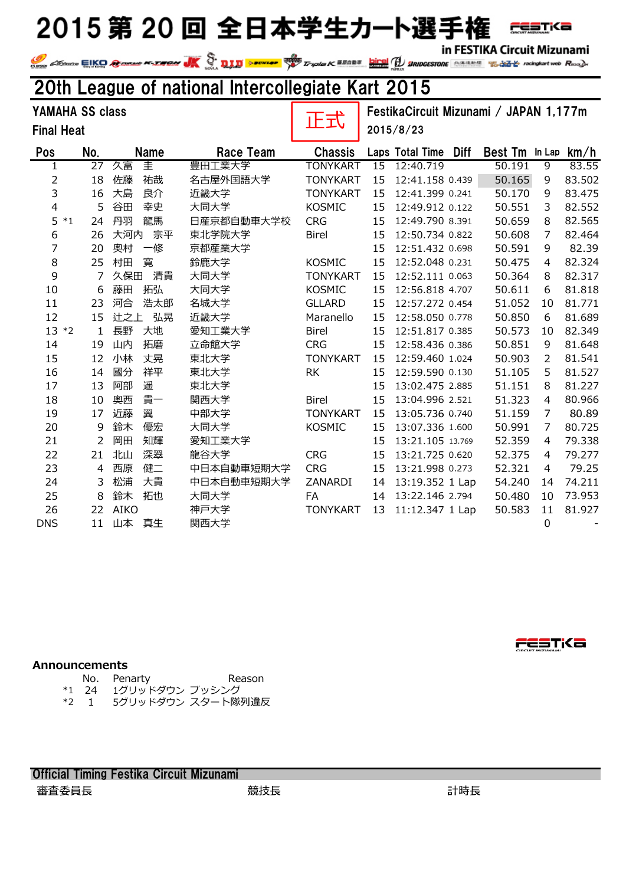# 2015 第 20 回 全日本学生カート選手権

in FESTIKA Circuit Mizunami

## 20th League of national Intercollegiate Kart 2015

YAMAHA SS class

Final Heat

正式

FestikaCircuit Mizunami / JAPAN 1,177m

2015/8/23

| Pos | No. | Name | Race Team | Chassis | Laps | Total Time | Diff | Best Tm | In Lap | km/h |
|---|---|---|---|---|---|---|---|---|---|---|
| 1 | 27 | 久富　圭 | 豊田工業大学 | TONYKART | 15 | 12:40.719 | | 50.191 | 9 | 83.55 |
| 2 | 18 | 佐藤　祐哉 | 名古屋外国語大学 | TONYKART | 15 | 12:41.158 | 0.439 | 50.165 | 9 | 83.502 |
| 3 | 16 | 大島　良介 | 近畿大学 | TONYKART | 15 | 12:41.399 | 0.241 | 50.170 | 9 | 83.475 |
| 4 | 5 | 谷田　幸史 | 大同大学 | KOSMIC | 15 | 12:49.912 | 0.122 | 50.551 | 3 | 82.552 |
| 5 *1 | 24 | 丹羽　龍馬 | 日産京都自動車大学校 | CRG | 15 | 12:49.790 | 8.391 | 50.659 | 8 | 82.565 |
| 6 | 26 | 大河内　宗平 | 東北学院大学 | Birel | 15 | 12:50.734 | 0.822 | 50.608 | 7 | 82.464 |
| 7 | 20 | 奥村　一修 | 京都産業大学 | | 15 | 12:51.432 | 0.698 | 50.591 | 9 | 82.39 |
| 8 | 25 | 村田　寛 | 鈴鹿大学 | KOSMIC | 15 | 12:52.048 | 0.231 | 50.475 | 4 | 82.324 |
| 9 | 7 | 久保田　清貴 | 大同大学 | TONYKART | 15 | 12:52.111 | 0.063 | 50.364 | 8 | 82.317 |
| 10 | 6 | 藤田　拓弘 | 大同大学 | KOSMIC | 15 | 12:56.818 | 4.707 | 50.611 | 6 | 81.818 |
| 11 | 23 | 河合　浩太郎 | 名城大学 | GLLARD | 15 | 12:57.272 | 0.454 | 51.052 | 10 | 81.771 |
| 12 | 15 | 辻之上　弘晃 | 近畿大学 | Maranello | 15 | 12:58.050 | 0.778 | 50.850 | 6 | 81.689 |
| 13 *2 | 1 | 長野　大地 | 愛知工業大学 | Birel | 15 | 12:51.817 | 0.385 | 50.573 | 10 | 82.349 |
| 14 | 19 | 山内　拓磨 | 立命館大学 | CRG | 15 | 12:58.436 | 0.386 | 50.851 | 9 | 81.648 |
| 15 | 12 | 小林　丈晃 | 東北大学 | TONYKART | 15 | 12:59.460 | 1.024 | 50.903 | 2 | 81.541 |
| 16 | 14 | 國分　祥平 | 東北大学 | RK | 15 | 12:59.590 | 0.130 | 51.105 | 5 | 81.527 |
| 17 | 13 | 阿部　遥 | 東北大学 | | 15 | 13:02.475 | 2.885 | 51.151 | 8 | 81.227 |
| 18 | 10 | 奥西　貴一 | 関西大学 | Birel | 15 | 13:04.996 | 2.521 | 51.323 | 4 | 80.966 |
| 19 | 17 | 近藤　翼 | 中部大学 | TONYKART | 15 | 13:05.736 | 0.740 | 51.159 | 7 | 80.89 |
| 20 | 9 | 鈴木　優宏 | 大同大学 | KOSMIC | 15 | 13:07.336 | 1.600 | 50.991 | 7 | 80.725 |
| 21 | 2 | 岡田　知輝 | 愛知工業大学 | | 15 | 13:21.105 | 13.769 | 52.359 | 4 | 79.338 |
| 22 | 21 | 北山　深翠 | 龍谷大学 | CRG | 15 | 13:21.725 | 0.620 | 52.375 | 4 | 79.277 |
| 23 | 4 | 西原　健二 | 中日本自動車短期大学 | CRG | 15 | 13:21.998 | 0.273 | 52.321 | 4 | 79.25 |
| 24 | 3 | 松浦　大貴 | 中日本自動車短期大学 | ZANARDI | 14 | 13:19.352 | 1 Lap | 54.240 | 14 | 74.211 |
| 25 | 8 | 鈴木　拓也 | 大同大学 | FA | 14 | 13:22.146 | 2.794 | 50.480 | 10 | 73.953 |
| 26 | 22 | AIKO | 神戸大学 | TONYKART | 13 | 11:12.347 | 1 Lap | 50.583 | 11 | 81.927 |
| DNS | 11 | 山本　真生 | 関西大学 | | | | | | 0 | - |

**Announcements**

| | No. | Penarty | Reason |
|---|---|---|---|
| *1 | 24 | 1グリッドダウン | プッシング |
| *2 | 1 | 5グリッドダウン | スタート隊列違反 |

Official Timing Festika Circuit Mizunami

審査委員長　　　　競技長　　　　計時長